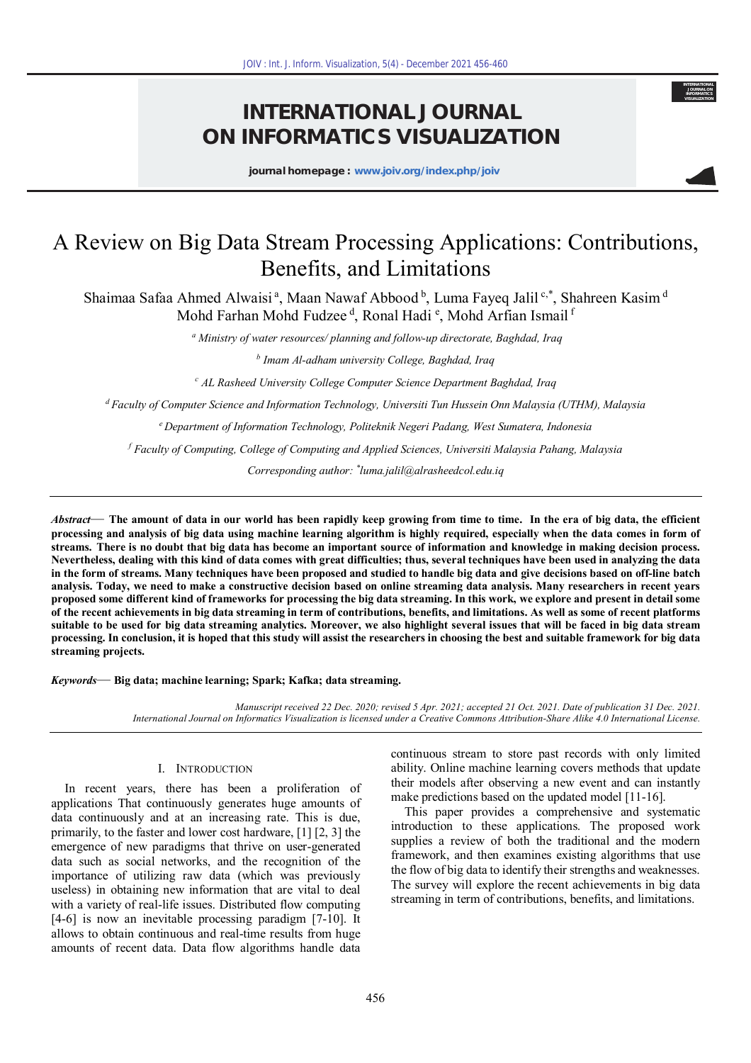# A Review on Big Data Stream Processing Applications: Contributions, Benefits, and Limitations

Shaimaa Safaa Ahmed Alwaisi [a], Maan Nawaf Abbood [b], Luma Fayeq Jalil [c,*], Shahreen Kasim [d], Mohd Farhan Mohd Fudzee [d], Ronal Hadi [e], Mohd Arfian Ismail [f]

[a] *Ministry of water resources/ planning and follow-up directorate, Baghdad, Iraq*

[b] *Imam Al-adham university College, Baghdad, Iraq*

[c] *AL Rasheed University College Computer Science Department Baghdad, Iraq*

[d] *Faculty of Computer Science and Information Technology, Universiti Tun Hussein Onn Malaysia (UTHM), Malaysia*

[e] *Department of Information Technology, Politeknik Negeri Padang, West Sumatera, Indonesia*

[f] *Faculty of Computing, College of Computing and Applied Sciences, Universiti Malaysia Pahang, Malaysia*

*Corresponding author: *luma.jalil@alrasheedcol.edu.iq*

***Abstract*— The amount of data in our world has been rapidly keep growing from time to time. In the era of big data, the efficient processing and analysis of big data using machine learning algorithm is highly required, especially when the data comes in form of streams. There is no doubt that big data has become an important source of information and knowledge in making decision process. Nevertheless, dealing with this kind of data comes with great difficulties; thus, several techniques have been used in analyzing the data in the form of streams. Many techniques have been proposed and studied to handle big data and give decisions based on off-line batch analysis. Today, we need to make a constructive decision based on online streaming data analysis. Many researchers in recent years proposed some different kind of frameworks for processing the big data streaming. In this work, we explore and present in detail some of the recent achievements in big data streaming in term of contributions, benefits, and limitations. As well as some of recent platforms suitable to be used for big data streaming analytics. Moreover, we also highlight several issues that will be faced in big data stream processing. In conclusion, it is hoped that this study will assist the researchers in choosing the best and suitable framework for big data streaming projects.**

***Keywords*— Big data; machine learning; Spark; Kafka; data streaming.**

*Manuscript received 22 Dec. 2020; revised 5 Apr. 2021; accepted 21 Oct. 2021. Date of publication 31 Dec. 2021. International Journal on Informatics Visualization is licensed under a Creative Commons Attribution-Share Alike 4.0 International License.*

## I. INTRODUCTION

In recent years, there has been a proliferation of applications That continuously generates huge amounts of data continuously and at an increasing rate. This is due, primarily, to the faster and lower cost hardware, [1] [2, 3] the emergence of new paradigms that thrive on user-generated data such as social networks, and the recognition of the importance of utilizing raw data (which was previously useless) in obtaining new information that are vital to deal with a variety of real-life issues. Distributed flow computing [4-6] is now an inevitable processing paradigm [7-10]. It allows to obtain continuous and real-time results from huge amounts of recent data. Data flow algorithms handle data continuous stream to store past records with only limited ability. Online machine learning covers methods that update their models after observing a new event and can instantly make predictions based on the updated model [11-16].

This paper provides a comprehensive and systematic introduction to these applications. The proposed work supplies a review of both the traditional and the modern framework, and then examines existing algorithms that use the flow of big data to identify their strengths and weaknesses. The survey will explore the recent achievements in big data streaming in term of contributions, benefits, and limitations.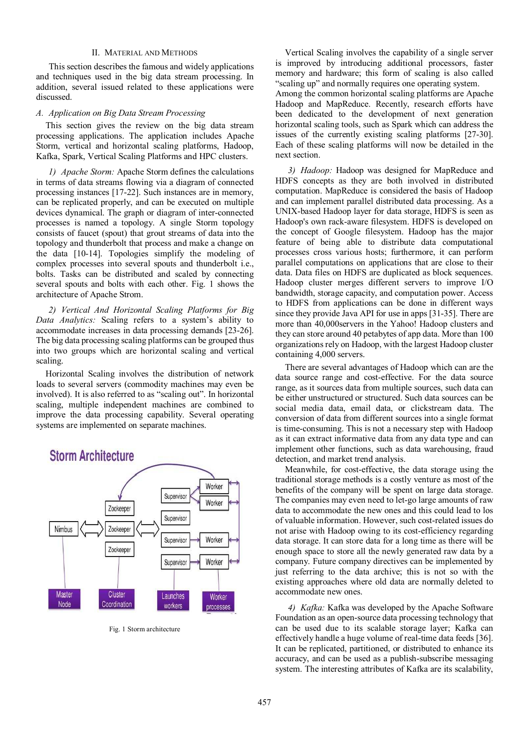## II. Material and Methods

This section describes the famous and widely applications and techniques used in the big data stream processing. In addition, several issued related to these applications were discussed.

### A. Application on Big Data Stream Processing

This section gives the review on the big data stream processing applications. The application includes Apache Storm, vertical and horizontal scaling platforms, Hadoop, Kafka, Spark, Vertical Scaling Platforms and HPC clusters.

*1) Apache Storm:* Apache Storm defines the calculations in terms of data streams flowing via a diagram of connected processing instances [17-22]. Such instances are in memory, can be replicated properly, and can be executed on multiple devices dynamical. The graph or diagram of inter-connected processes is named a topology. A single Storm topology consists of faucet (spout) that grout streams of data into the topology and thunderbolt that process and make a change on the data [10-14]. Topologies simplify the modeling of complex processes into several spouts and thunderbolt i.e., bolts. Tasks can be distributed and scaled by connecting several spouts and bolts with each other. Fig. 1 shows the architecture of Apache Strom.

*2) Vertical And Horizontal Scaling Platforms for Big Data Analytics:* Scaling refers to a system's ability to accommodate increases in data processing demands [23-26]. The big data processing scaling platforms can be grouped thus into two groups which are horizontal scaling and vertical scaling.

Horizontal Scaling involves the distribution of network loads to several servers (commodity machines may even be involved). It is also referred to as "scaling out". In horizontal scaling, multiple independent machines are combined to improve the data processing capability. Several operating systems are implemented on separate machines.

Fig. 1 Storm architecture

Vertical Scaling involves the capability of a single server is improved by introducing additional processors, faster memory and hardware; this form of scaling is also called "scaling up" and normally requires one operating system. Among the common horizontal scaling platforms are Apache Hadoop and MapReduce. Recently, research efforts have been dedicated to the development of next generation horizontal scaling tools, such as Spark which can address the issues of the currently existing scaling platforms [27-30]. Each of these scaling platforms will now be detailed in the next section.

*3) Hadoop:* Hadoop was designed for MapReduce and HDFS concepts as they are both involved in distributed computation. MapReduce is considered the basis of Hadoop and can implement parallel distributed data processing. As a UNIX-based Hadoop layer for data storage, HDFS is seen as Hadoop's own rack-aware filesystem. HDFS is developed on the concept of Google filesystem. Hadoop has the major feature of being able to distribute data computational processes cross various hosts; furthermore, it can perform parallel computations on applications that are close to their data. Data files on HDFS are duplicated as block sequences. Hadoop cluster merges different servers to improve I/O bandwidth, storage capacity, and computation power. Access to HDFS from applications can be done in different ways since they provide Java API for use in apps [31-35]. There are more than 40,000servers in the Yahoo! Hadoop clusters and they can store around 40 petabytes of app data. More than 100 organizations rely on Hadoop, with the largest Hadoop cluster containing 4,000 servers.

There are several advantages of Hadoop which can are the data source range and cost-effective. For the data source range, as it sources data from multiple sources, such data can be either unstructured or structured. Such data sources can be social media data, email data, or clickstream data. The conversion of data from different sources into a single format is time-consuming. This is not a necessary step with Hadoop as it can extract informative data from any data type and can implement other functions, such as data warehousing, fraud detection, and market trend analysis.

Meanwhile, for cost-effective, the data storage using the traditional storage methods is a costly venture as most of the benefits of the company will be spent on large data storage. The companies may even need to let-go large amounts of raw data to accommodate the new ones and this could lead to los of valuable information. However, such cost-related issues do not arise with Hadoop owing to its cost-efficiency regarding data storage. It can store data for a long time as there will be enough space to store all the newly generated raw data by a company. Future company directives can be implemented by just referring to the data archive; this is not so with the existing approaches where old data are normally deleted to accommodate new ones.

*4) Kafka:* Kafka was developed by the Apache Software Foundation as an open-source data processing technology that can be used due to its scalable storage layer; Kafka can effectively handle a huge volume of real-time data feeds [36]. It can be replicated, partitioned, or distributed to enhance its accuracy, and can be used as a publish-subscribe messaging system. The interesting attributes of Kafka are its scalability,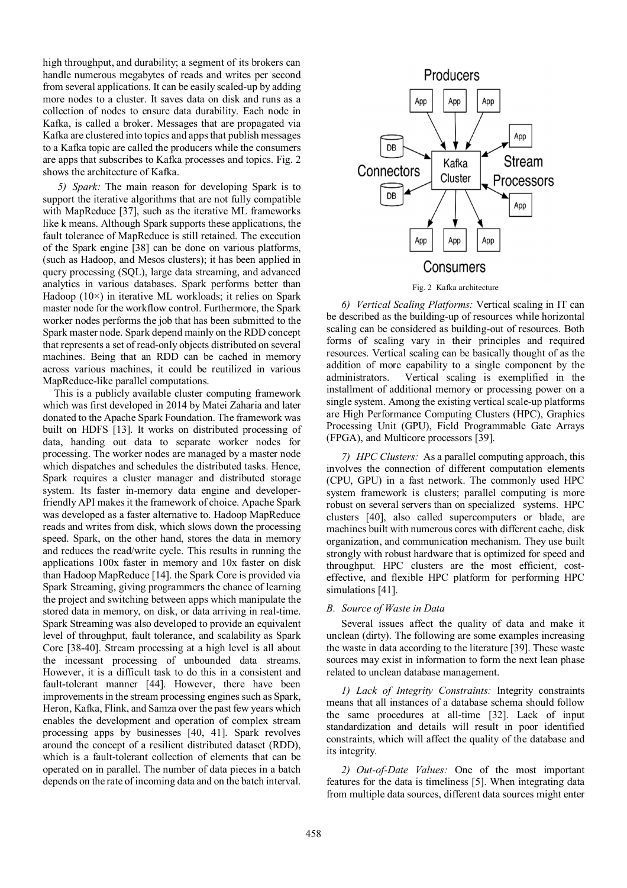high throughput, and durability; a segment of its brokers can handle numerous megabytes of reads and writes per second from several applications. It can be easily scaled-up by adding more nodes to a cluster. It saves data on disk and runs as a collection of nodes to ensure data durability. Each node in Kafka, is called a broker. Messages that are propagated via Kafka are clustered into topics and apps that publish messages to a Kafka topic are called the producers while the consumers are apps that subscribes to Kafka processes and topics. Fig. 2 shows the architecture of Kafka.

*5) Spark:* The main reason for developing Spark is to support the iterative algorithms that are not fully compatible with MapReduce [37], such as the iterative ML frameworks like k means. Although Spark supports these applications, the fault tolerance of MapReduce is still retained. The execution of the Spark engine [38] can be done on various platforms, (such as Hadoop, and Mesos clusters); it has been applied in query processing (SQL), large data streaming, and advanced analytics in various databases. Spark performs better than Hadoop (10×) in iterative ML workloads; it relies on Spark master node for the workflow control. Furthermore, the Spark worker nodes performs the job that has been submitted to the Spark master node. Spark depend mainly on the RDD concept that represents a set of read-only objects distributed on several machines. Being that an RDD can be cached in memory across various machines, it could be reutilized in various MapReduce-like parallel computations.

This is a publicly available cluster computing framework which was first developed in 2014 by Matei Zaharia and later donated to the Apache Spark Foundation. The framework was built on HDFS [13]. It works on distributed processing of data, handing out data to separate worker nodes for processing. The worker nodes are managed by a master node which dispatches and schedules the distributed tasks. Hence, Spark requires a cluster manager and distributed storage system. Its faster in-memory data engine and developer-friendly API makes it the framework of choice. Apache Spark was developed as a faster alternative to. Hadoop MapReduce reads and writes from disk, which slows down the processing speed. Spark, on the other hand, stores the data in memory and reduces the read/write cycle. This results in running the applications 100x faster in memory and 10x faster on disk than Hadoop MapReduce [14]. the Spark Core is provided via Spark Streaming, giving programmers the chance of learning the project and switching between apps which manipulate the stored data in memory, on disk, or data arriving in real-time. Spark Streaming was also developed to provide an equivalent level of throughput, fault tolerance, and scalability as Spark Core [38-40]. Stream processing at a high level is all about the incessant processing of unbounded data streams. However, it is a difficult task to do this in a consistent and fault-tolerant manner [44]. However, there have been improvements in the stream processing engines such as Spark, Heron, Kafka, Flink, and Samza over the past few years which enables the development and operation of complex stream processing apps by businesses [40, 41]. Spark revolves around the concept of a resilient distributed dataset (RDD), which is a fault-tolerant collection of elements that can be operated on in parallel. The number of data pieces in a batch depends on the rate of incoming data and on the batch interval.

Fig. 2 Kafka architecture

*6) Vertical Scaling Platforms:* Vertical scaling in IT can be described as the building-up of resources while horizontal scaling can be considered as building-out of resources. Both forms of scaling vary in their principles and required resources. Vertical scaling can be basically thought of as the addition of more capability to a single component by the administrators. Vertical scaling is exemplified in the installment of additional memory or processing power on a single system. Among the existing vertical scale-up platforms are High Performance Computing Clusters (HPC), Graphics Processing Unit (GPU), Field Programmable Gate Arrays (FPGA), and Multicore processors [39].

*7) HPC Clusters:* As a parallel computing approach, this involves the connection of different computation elements (CPU, GPU) in a fast network. The commonly used HPC system framework is clusters; parallel computing is more robust on several servers than on specialized systems. HPC clusters [40], also called supercomputers or blade, are machines built with numerous cores with different cache, disk organization, and communication mechanism. They use built strongly with robust hardware that is optimized for speed and throughput. HPC clusters are the most efficient, cost-effective, and flexible HPC platform for performing HPC simulations [41].

### *B. Source of Waste in Data*

Several issues affect the quality of data and make it unclear (dirty). The following are some examples increasing the waste in data according to the literature [39]. These waste sources may exist in information to form the next lean phase related to unclean database management.

*1) Lack of Integrity Constraints:* Integrity constraints means that all instances of a database schema should follow the same procedures at all-time [32]. Lack of input standardization and details will result in poor identified constraints, which will affect the quality of the database and its integrity.

*2) Out-of-Date Values:* One of the most important features for the data is timeliness [5]. When integrating data from multiple data sources, different data sources might enter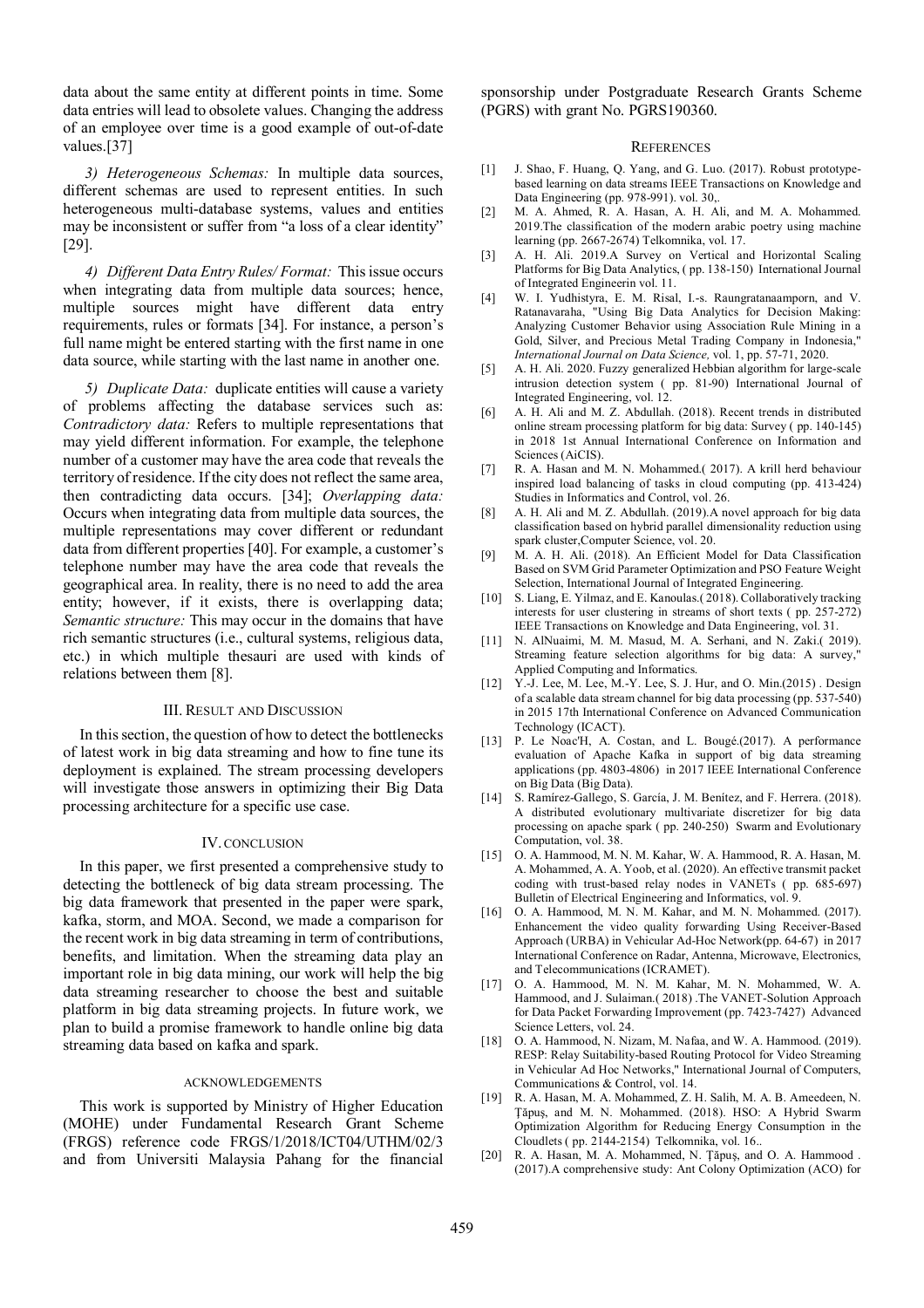data about the same entity at different points in time. Some data entries will lead to obsolete values. Changing the address of an employee over time is a good example of out-of-date values.[37]

*3) Heterogeneous Schemas:* In multiple data sources, different schemas are used to represent entities. In such heterogeneous multi-database systems, values and entities may be inconsistent or suffer from "a loss of a clear identity" [29].

*4) Different Data Entry Rules/ Format:* This issue occurs when integrating data from multiple data sources; hence, multiple sources might have different data entry requirements, rules or formats [34]. For instance, a person's full name might be entered starting with the first name in one data source, while starting with the last name in another one.

*5) Duplicate Data:* duplicate entities will cause a variety of problems affecting the database services such as: *Contradictory data:* Refers to multiple representations that may yield different information. For example, the telephone number of a customer may have the area code that reveals the territory of residence. If the city does not reflect the same area, then contradicting data occurs. [34]; *Overlapping data:* Occurs when integrating data from multiple data sources, the multiple representations may cover different or redundant data from different properties [40]. For example, a customer's telephone number may have the area code that reveals the geographical area. In reality, there is no need to add the area entity; however, if it exists, there is overlapping data; *Semantic structure:* This may occur in the domains that have rich semantic structures (i.e., cultural systems, religious data, etc.) in which multiple thesauri are used with kinds of relations between them [8].

## III. Result and Discussion

In this section, the question of how to detect the bottlenecks of latest work in big data streaming and how to fine tune its deployment is explained. The stream processing developers will investigate those answers in optimizing their Big Data processing architecture for a specific use case.

## IV. Conclusion

In this paper, we first presented a comprehensive study to detecting the bottleneck of big data stream processing. The big data framework that presented in the paper were spark, kafka, storm, and MOA. Second, we made a comparison for the recent work in big data streaming in term of contributions, benefits, and limitation. When the streaming data play an important role in big data mining, our work will help the big data streaming researcher to choose the best and suitable platform in big data streaming projects. In future work, we plan to build a promise framework to handle online big data streaming data based on kafka and spark.

## Acknowledgements

This work is supported by Ministry of Higher Education (MOHE) under Fundamental Research Grant Scheme (FRGS) reference code FRGS/1/2018/ICT04/UTHM/02/3 and from Universiti Malaysia Pahang for the financial sponsorship under Postgraduate Research Grants Scheme (PGRS) with grant No. PGRS190360.

## References

[1] J. Shao, F. Huang, Q. Yang, and G. Luo. (2017). Robust prototype-based learning on data streams IEEE Transactions on Knowledge and Data Engineering (pp. 978-991). vol. 30,.

[2] M. A. Ahmed, R. A. Hasan, A. H. Ali, and M. A. Mohammed. 2019.The classification of the modern arabic poetry using machine learning (pp. 2667-2674) Telkomnika, vol. 17.

[3] A. H. Ali. 2019.A Survey on Vertical and Horizontal Scaling Platforms for Big Data Analytics, ( pp. 138-150) International Journal of Integrated Engineerin vol. 11.

[4] W. I. Yudhistyra, E. M. Risal, I.-s. Raungratanaamporn, and V. Ratanavaraha, "Using Big Data Analytics for Decision Making: Analyzing Customer Behavior using Association Rule Mining in a Gold, Silver, and Precious Metal Trading Company in Indonesia," *International Journal on Data Science,* vol. 1, pp. 57-71, 2020.

[5] A. H. Ali. 2020. Fuzzy generalized Hebbian algorithm for large-scale intrusion detection system ( pp. 81-90) International Journal of Integrated Engineering, vol. 12.

[6] A. H. Ali and M. Z. Abdullah. (2018). Recent trends in distributed online stream processing platform for big data: Survey ( pp. 140-145) in 2018 1st Annual International Conference on Information and Sciences (AiCIS).

[7] R. A. Hasan and M. N. Mohammed.( 2017). A krill herd behaviour inspired load balancing of tasks in cloud computing (pp. 413-424) Studies in Informatics and Control, vol. 26.

[8] A. H. Ali and M. Z. Abdullah. (2019).A novel approach for big data classification based on hybrid parallel dimensionality reduction using spark cluster,Computer Science, vol. 20.

[9] M. A. H. Ali. (2018). An Efficient Model for Data Classification Based on SVM Grid Parameter Optimization and PSO Feature Weight Selection, International Journal of Integrated Engineering.

[10] S. Liang, E. Yilmaz, and E. Kanoulas.( 2018). Collaboratively tracking interests for user clustering in streams of short texts ( pp. 257-272) IEEE Transactions on Knowledge and Data Engineering, vol. 31.

[11] N. AlNuaimi, M. M. Masud, M. A. Serhani, and N. Zaki.( 2019). Streaming feature selection algorithms for big data: A survey," Applied Computing and Informatics.

[12] Y.-J. Lee, M. Lee, M.-Y. Lee, S. J. Hur, and O. Min.(2015) . Design of a scalable data stream channel for big data processing (pp. 537-540) in 2015 17th International Conference on Advanced Communication Technology (ICACT).

[13] P. Le Noac'H, A. Costan, and L. Bougé.(2017). A performance evaluation of Apache Kafka in support of big data streaming applications (pp. 4803-4806) in 2017 IEEE International Conference on Big Data (Big Data).

[14] S. Ramírez-Gallego, S. García, J. M. Benítez, and F. Herrera. (2018). A distributed evolutionary multivariate discretizer for big data processing on apache spark ( pp. 240-250) Swarm and Evolutionary Computation, vol. 38.

[15] O. A. Hammood, M. N. M. Kahar, W. A. Hammood, R. A. Hasan, M. A. Mohammed, A. A. Yoob, et al. (2020). An effective transmit packet coding with trust-based relay nodes in VANETs ( pp. 685-697) Bulletin of Electrical Engineering and Informatics, vol. 9.

[16] O. A. Hammood, M. N. M. Kahar, and M. N. Mohammed. (2017). Enhancement the video quality forwarding Using Receiver-Based Approach (URBA) in Vehicular Ad-Hoc Network(pp. 64-67) in 2017 International Conference on Radar, Antenna, Microwave, Electronics, and Telecommunications (ICRAMET).

[17] O. A. Hammood, M. N. M. Kahar, M. N. Mohammed, W. A. Hammood, and J. Sulaiman.( 2018) .The VANET-Solution Approach for Data Packet Forwarding Improvement (pp. 7423-7427) Advanced Science Letters, vol. 24.

[18] O. A. Hammood, N. Nizam, M. Nafaa, and W. A. Hammood. (2019). RESP: Relay Suitability-based Routing Protocol for Video Streaming in Vehicular Ad Hoc Networks," International Journal of Computers, Communications & Control, vol. 14.

[19] R. A. Hasan, M. A. Mohammed, Z. H. Salih, M. A. B. Ameedeen, N. Ţăpuş, and M. N. Mohammed. (2018). HSO: A Hybrid Swarm Optimization Algorithm for Reducing Energy Consumption in the Cloudlets ( pp. 2144-2154) Telkomnika, vol. 16..

[20] R. A. Hasan, M. A. Mohammed, N. Ţăpuş, and O. A. Hammood . (2017).A comprehensive study: Ant Colony Optimization (ACO) for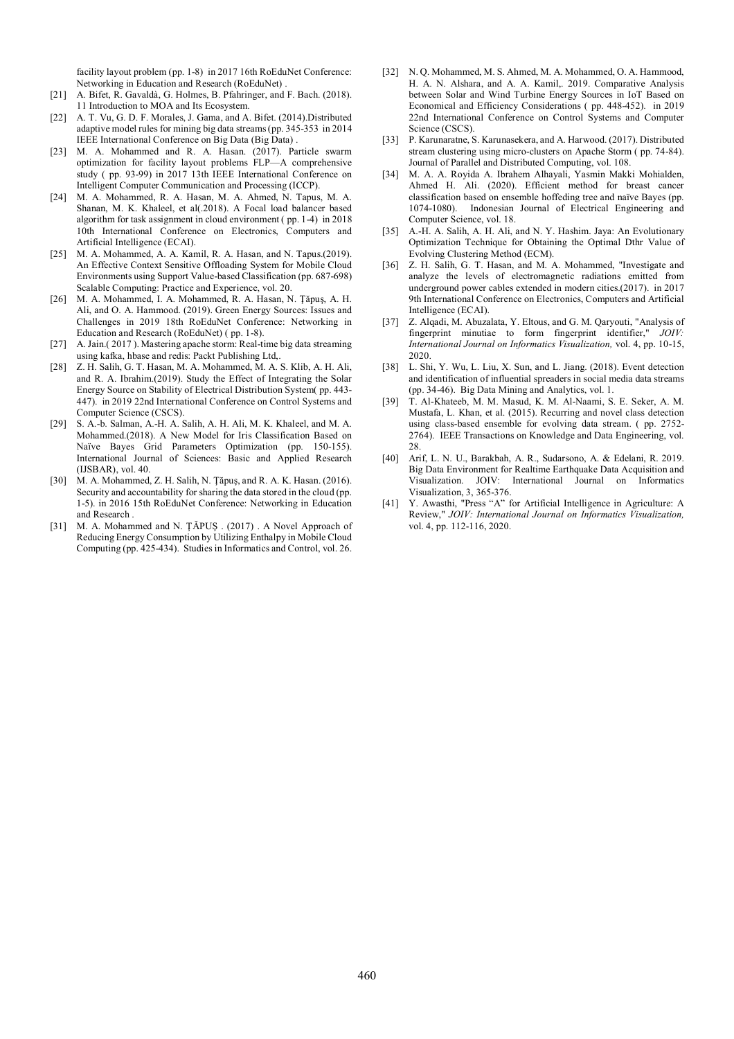facility layout problem (pp. 1-8) in 2017 16th RoEduNet Conference: Networking in Education and Research (RoEduNet) .

[21] A. Bifet, R. Gavaldà, G. Holmes, B. Pfahringer, and F. Bach. (2018). 11 Introduction to MOA and Its Ecosystem.

[22] A. T. Vu, G. D. F. Morales, J. Gama, and A. Bifet. (2014).Distributed adaptive model rules for mining big data streams (pp. 345-353 in 2014 IEEE International Conference on Big Data (Big Data) .

[23] M. A. Mohammed and R. A. Hasan. (2017). Particle swarm optimization for facility layout problems FLP—A comprehensive study ( pp. 93-99) in 2017 13th IEEE International Conference on Intelligent Computer Communication and Processing (ICCP).

[24] M. A. Mohammed, R. A. Hasan, M. A. Ahmed, N. Tapus, M. A. Shanan, M. K. Khaleel, et al(.2018). A Focal load balancer based algorithm for task assignment in cloud environment ( pp. 1-4) in 2018 10th International Conference on Electronics, Computers and Artificial Intelligence (ECAI).

[25] M. A. Mohammed, A. A. Kamil, R. A. Hasan, and N. Tapus.(2019). An Effective Context Sensitive Offloading System for Mobile Cloud Environments using Support Value-based Classification (pp. 687-698) Scalable Computing: Practice and Experience, vol. 20.

[26] M. A. Mohammed, I. A. Mohammed, R. A. Hasan, N. Ţăpuş, A. H. Ali, and O. A. Hammood. (2019). Green Energy Sources: Issues and Challenges in 2019 18th RoEduNet Conference: Networking in Education and Research (RoEduNet) ( pp. 1-8).

[27] A. Jain.( 2017 ). Mastering apache storm: Real-time big data streaming using kafka, hbase and redis: Packt Publishing Ltd,.

[28] Z. H. Salih, G. T. Hasan, M. A. Mohammed, M. A. S. Klib, A. H. Ali, and R. A. Ibrahim.(2019). Study the Effect of Integrating the Solar Energy Source on Stability of Electrical Distribution System( pp. 443-447). in 2019 22nd International Conference on Control Systems and Computer Science (CSCS).

[29] S. A.-b. Salman, A.-H. A. Salih, A. H. Ali, M. K. Khaleel, and M. A. Mohammed.(2018). A New Model for Iris Classification Based on Naïve Bayes Grid Parameters Optimization (pp. 150-155). International Journal of Sciences: Basic and Applied Research (IJSBAR), vol. 40.

[30] M. A. Mohammed, Z. H. Salih, N. Ţăpuş, and R. A. K. Hasan. (2016). Security and accountability for sharing the data stored in the cloud (pp. 1-5). in 2016 15th RoEduNet Conference: Networking in Education and Research .

[31] M. A. Mohammed and N. ŢĂPUŞ . (2017) . A Novel Approach of Reducing Energy Consumption by Utilizing Enthalpy in Mobile Cloud Computing (pp. 425-434). Studies in Informatics and Control, vol. 26.

[32] N. Q. Mohammed, M. S. Ahmed, M. A. Mohammed, O. A. Hammood, H. A. N. Alshara, and A. A. Kamil,. 2019. Comparative Analysis between Solar and Wind Turbine Energy Sources in IoT Based on Economical and Efficiency Considerations ( pp. 448-452). in 2019 22nd International Conference on Control Systems and Computer Science (CSCS).

[33] P. Karunaratne, S. Karunasekera, and A. Harwood. (2017). Distributed stream clustering using micro-clusters on Apache Storm ( pp. 74-84). Journal of Parallel and Distributed Computing, vol. 108.

[34] M. A. A. Royida A. Ibrahem Alhayali, Yasmin Makki Mohialden, Ahmed H. Ali. (2020). Efficient method for breast cancer classification based on ensemble hoffeding tree and naïve Bayes (pp. 1074-1080). Indonesian Journal of Electrical Engineering and Computer Science, vol. 18.

[35] A.-H. A. Salih, A. H. Ali, and N. Y. Hashim. Jaya: An Evolutionary Optimization Technique for Obtaining the Optimal Dthr Value of Evolving Clustering Method (ECM).

[36] Z. H. Salih, G. T. Hasan, and M. A. Mohammed, "Investigate and analyze the levels of electromagnetic radiations emitted from underground power cables extended in modern cities.(2017). in 2017 9th International Conference on Electronics, Computers and Artificial Intelligence (ECAI).

[37] Z. Alqadi, M. Abuzalata, Y. Eltous, and G. M. Qaryouti, "Analysis of fingerprint minutiae to form fingerprint identifier," *JOIV: International Journal on Informatics Visualization,* vol. 4, pp. 10-15, 2020.

[38] L. Shi, Y. Wu, L. Liu, X. Sun, and L. Jiang. (2018). Event detection and identification of influential spreaders in social media data streams (pp. 34-46). Big Data Mining and Analytics, vol. 1.

[39] T. Al-Khateeb, M. M. Masud, K. M. Al-Naami, S. E. Seker, A. M. Mustafa, L. Khan, et al. (2015). Recurring and novel class detection using class-based ensemble for evolving data stream. ( pp. 2752-2764). IEEE Transactions on Knowledge and Data Engineering, vol. 28.

[40] Arif, L. N. U., Barakbah, A. R., Sudarsono, A. & Edelani, R. 2019. Big Data Environment for Realtime Earthquake Data Acquisition and Visualization. JOIV: International Journal on Informatics Visualization, 3, 365-376.

[41] Y. Awasthi, "Press "A" for Artificial Intelligence in Agriculture: A Review," *JOIV: International Journal on Informatics Visualization,* vol. 4, pp. 112-116, 2020.